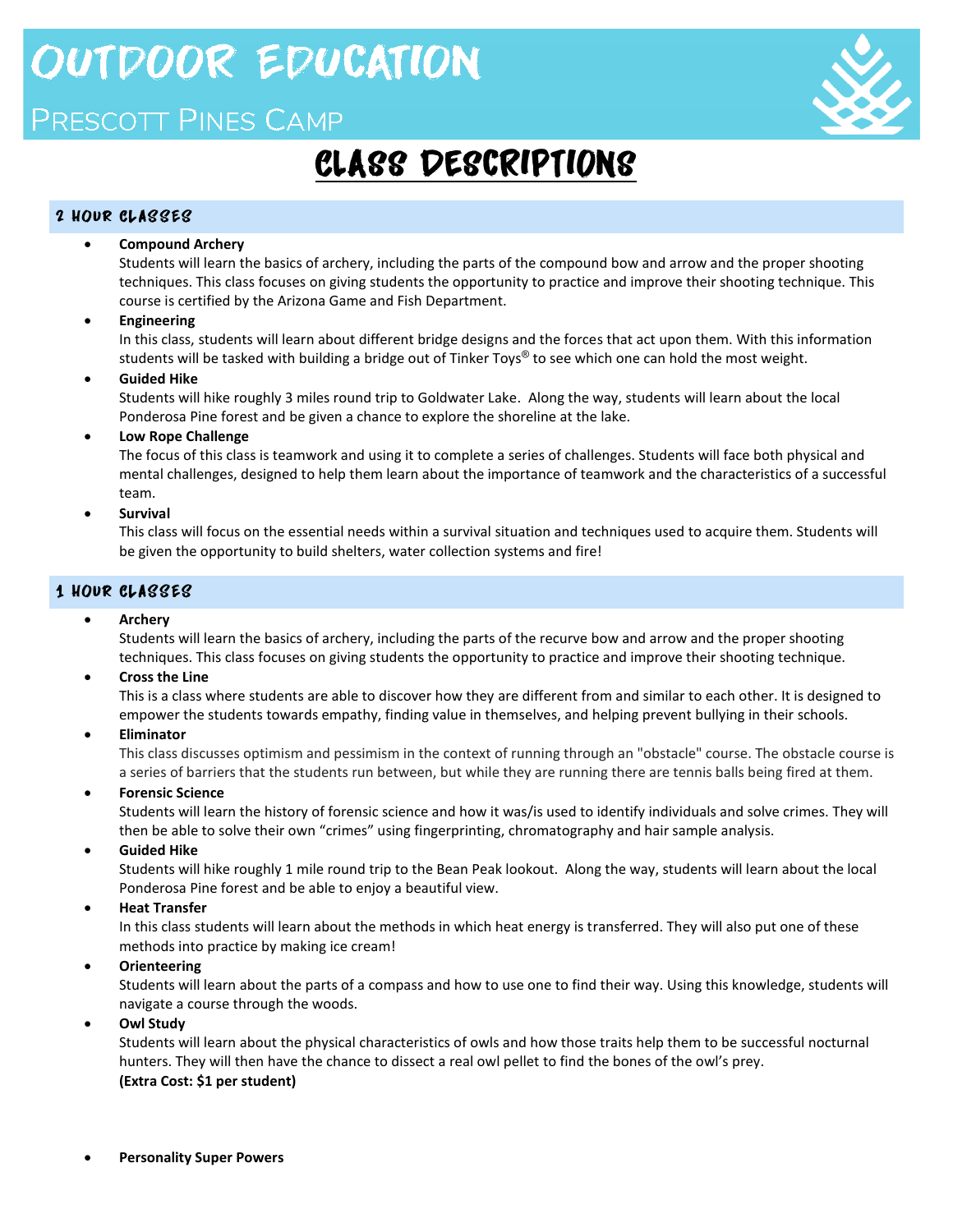# OUTDOOR EDUCATION

## PRESCOTT PINES CAMP

# CLASS DESCRIPTIONS

## 2 HOUR CLASSES

- **Compound Archery**
  Students will learn the basics of archery, including the parts of the compound bow and arrow and the proper shooting techniques. This class focuses on giving students the opportunity to practice and improve their shooting technique. This course is certified by the Arizona Game and Fish Department.
- **Engineering**
  In this class, students will learn about different bridge designs and the forces that act upon them. With this information students will be tasked with building a bridge out of Tinker Toys® to see which one can hold the most weight.
- **Guided Hike**
  Students will hike roughly 3 miles round trip to Goldwater Lake. Along the way, students will learn about the local Ponderosa Pine forest and be given a chance to explore the shoreline at the lake.
- **Low Rope Challenge**
  The focus of this class is teamwork and using it to complete a series of challenges. Students will face both physical and mental challenges, designed to help them learn about the importance of teamwork and the characteristics of a successful team.
- **Survival**
  This class will focus on the essential needs within a survival situation and techniques used to acquire them. Students will be given the opportunity to build shelters, water collection systems and fire!

## 1 HOUR CLASSES

- **Archery**
  Students will learn the basics of archery, including the parts of the recurve bow and arrow and the proper shooting techniques. This class focuses on giving students the opportunity to practice and improve their shooting technique.
- **Cross the Line**
  This is a class where students are able to discover how they are different from and similar to each other. It is designed to empower the students towards empathy, finding value in themselves, and helping prevent bullying in their schools.
- **Eliminator**
  This class discusses optimism and pessimism in the context of running through an "obstacle" course. The obstacle course is a series of barriers that the students run between, but while they are running there are tennis balls being fired at them.
- **Forensic Science**
  Students will learn the history of forensic science and how it was/is used to identify individuals and solve crimes. They will then be able to solve their own "crimes" using fingerprinting, chromatography and hair sample analysis.
- **Guided Hike**
  Students will hike roughly 1 mile round trip to the Bean Peak lookout. Along the way, students will learn about the local Ponderosa Pine forest and be able to enjoy a beautiful view.
- **Heat Transfer**
  In this class students will learn about the methods in which heat energy is transferred. They will also put one of these methods into practice by making ice cream!
- **Orienteering**
  Students will learn about the parts of a compass and how to use one to find their way. Using this knowledge, students will navigate a course through the woods.
- **Owl Study**
  Students will learn about the physical characteristics of owls and how those traits help them to be successful nocturnal hunters. They will then have the chance to dissect a real owl pellet to find the bones of the owl's prey.
  **(Extra Cost: $1 per student)**
- **Personality Super Powers**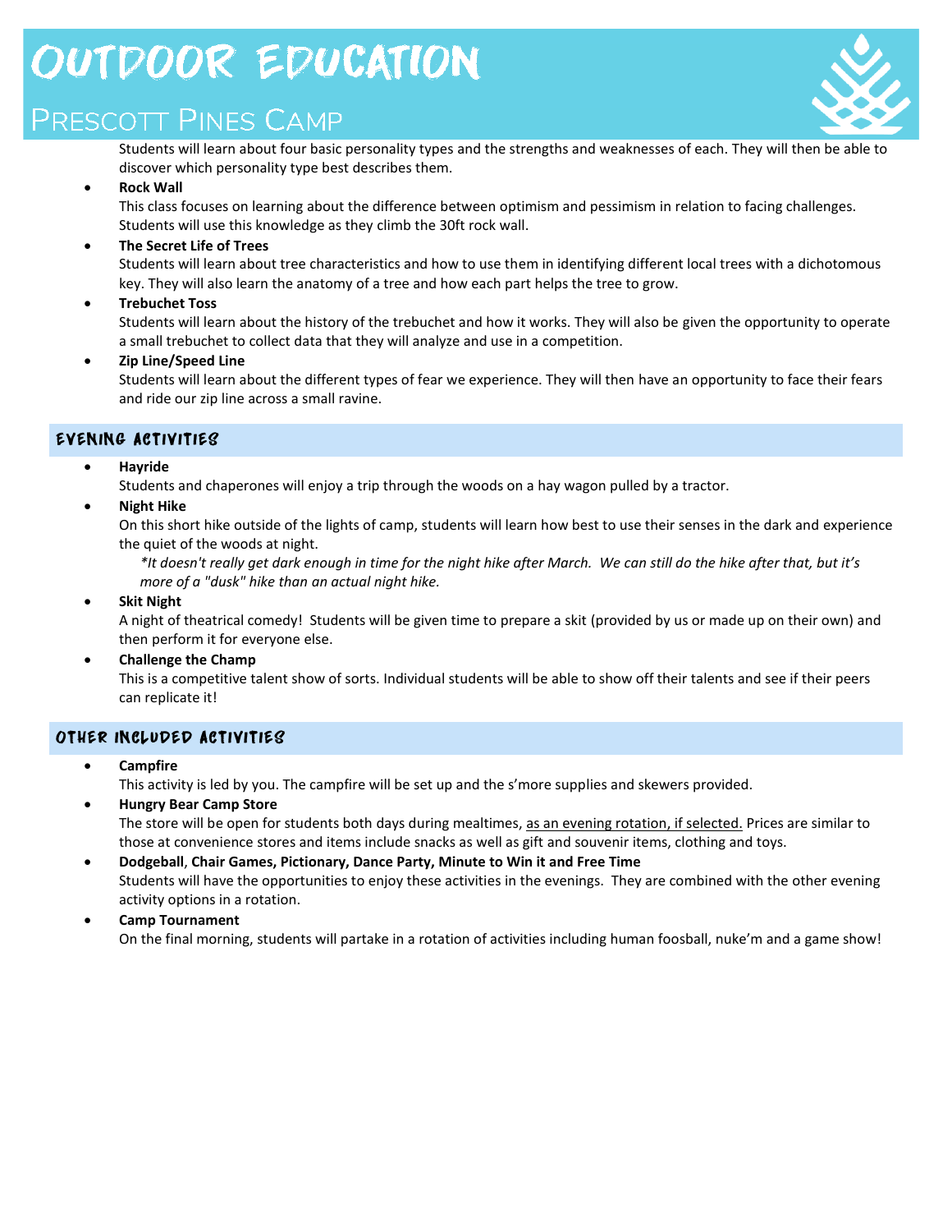Students will learn about four basic personality types and the strengths and weaknesses of each. They will then be able to discover which personality type best describes them.

- **Rock Wall**
  This class focuses on learning about the difference between optimism and pessimism in relation to facing challenges. Students will use this knowledge as they climb the 30ft rock wall.
- **The Secret Life of Trees**
  Students will learn about tree characteristics and how to use them in identifying different local trees with a dichotomous key. They will also learn the anatomy of a tree and how each part helps the tree to grow.
- **Trebuchet Toss**
  Students will learn about the history of the trebuchet and how it works. They will also be given the opportunity to operate a small trebuchet to collect data that they will analyze and use in a competition.
- **Zip Line/Speed Line**
  Students will learn about the different types of fear we experience. They will then have an opportunity to face their fears and ride our zip line across a small ravine.

## Evening Activities

- **Hayride**
  Students and chaperones will enjoy a trip through the woods on a hay wagon pulled by a tractor.
- **Night Hike**
  On this short hike outside of the lights of camp, students will learn how best to use their senses in the dark and experience the quiet of the woods at night.
  *\*It doesn't really get dark enough in time for the night hike after March. We can still do the hike after that, but it's more of a "dusk" hike than an actual night hike.*
- **Skit Night**
  A night of theatrical comedy! Students will be given time to prepare a skit (provided by us or made up on their own) and then perform it for everyone else.
- **Challenge the Champ**
  This is a competitive talent show of sorts. Individual students will be able to show off their talents and see if their peers can replicate it!

## Other Included Activities

- **Campfire**
  This activity is led by you. The campfire will be set up and the s'more supplies and skewers provided.
- **Hungry Bear Camp Store**
  The store will be open for students both days during mealtimes, as an evening rotation, if selected. Prices are similar to those at convenience stores and items include snacks as well as gift and souvenir items, clothing and toys.
- **Dodgeball, Chair Games, Pictionary, Dance Party, Minute to Win it and Free Time**
  Students will have the opportunities to enjoy these activities in the evenings. They are combined with the other evening activity options in a rotation.
- **Camp Tournament**
  On the final morning, students will partake in a rotation of activities including human foosball, nuke'm and a game show!